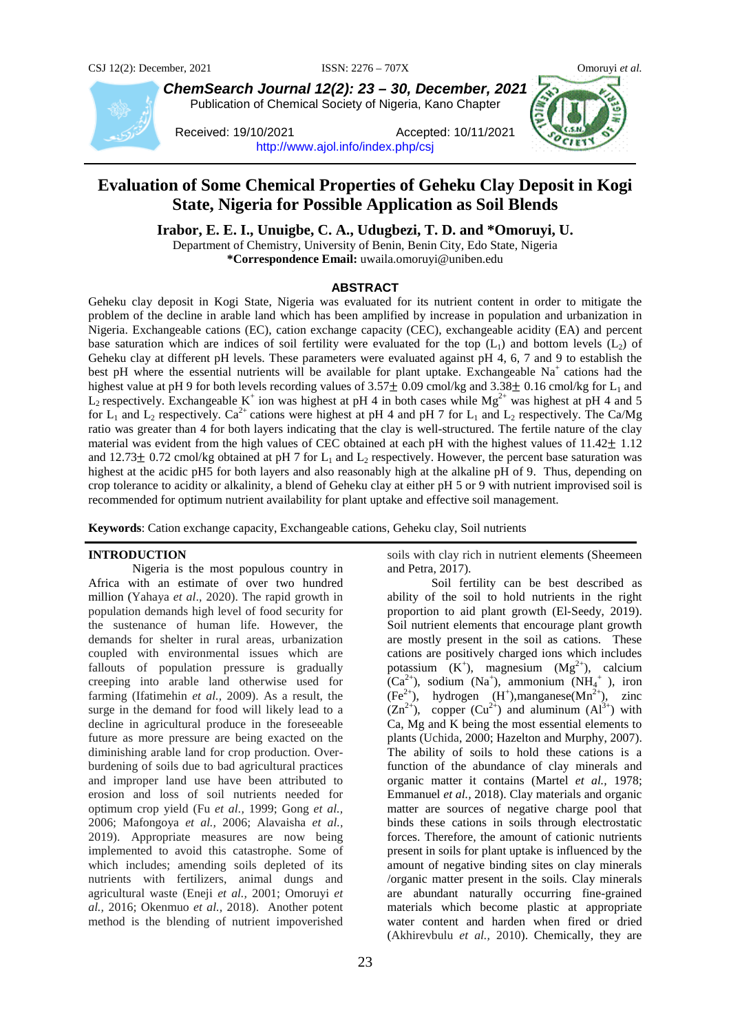# Evaluation of Some Chemical Properties of Geheku Clay Deposit in Kogi State, Nigeria for Possible Application as Soil Blends

**Irabor, E. E. I., Unuigbe, C. A., Udugbezi, T. D. and *Omoruyi, U.**

Department of Chemistry, University of Benin, Benin City, Edo State, Nigeria

***Correspondence Email:** uwaila.omoruyi@uniben.edu

Received: 19/10/2021 Accepted: 10/11/2021

http://www.ajol.info/index.php/csj

## ABSTRACT

Geheku clay deposit in Kogi State, Nigeria was evaluated for its nutrient content in order to mitigate the problem of the decline in arable land which has been amplified by increase in population and urbanization in Nigeria. Exchangeable cations (EC), cation exchange capacity (CEC), exchangeable acidity (EA) and percent base saturation which are indices of soil fertility were evaluated for the top ($L_1$) and bottom levels ($L_2$) of Geheku clay at different pH levels. These parameters were evaluated against pH 4, 6, 7 and 9 to establish the best pH where the essential nutrients will be available for plant uptake. Exchangeable $Na^+$ cations had the highest value at pH 9 for both levels recording values of 3.57± 0.09 cmol/kg and 3.38± 0.16 cmol/kg for $L_1$ and $L_2$ respectively. Exchangeable $K^+$ ion was highest at pH 4 in both cases while $Mg^{2+}$ was highest at pH 4 and 5 for $L_1$ and $L_2$ respectively. $Ca^{2+}$ cations were highest at pH 4 and pH 7 for $L_1$ and $L_2$ respectively. The Ca/Mg ratio was greater than 4 for both layers indicating that the clay is well-structured. The fertile nature of the clay material was evident from the high values of CEC obtained at each pH with the highest values of 11.42± 1.12 and 12.73± 0.72 cmol/kg obtained at pH 7 for $L_1$ and $L_2$ respectively. However, the percent base saturation was highest at the acidic pH5 for both layers and also reasonably high at the alkaline pH of 9. Thus, depending on crop tolerance to acidity or alkalinity, a blend of Geheku clay at either pH 5 or 9 with nutrient improvised soil is recommended for optimum nutrient availability for plant uptake and effective soil management.

**Keywords**: Cation exchange capacity, Exchangeable cations, Geheku clay, Soil nutrients

## INTRODUCTION

Nigeria is the most populous country in Africa with an estimate of over two hundred million (Yahaya *et al*., 2020). The rapid growth in population demands high level of food security for the sustenance of human life. However, the demands for shelter in rural areas, urbanization coupled with environmental issues which are fallouts of population pressure is gradually creeping into arable land otherwise used for farming (Ifatimehin *et al.,* 2009). As a result, the surge in the demand for food will likely lead to a decline in agricultural produce in the foreseeable future as more pressure are being exacted on the diminishing arable land for crop production. Over-burdening of soils due to bad agricultural practices and improper land use have been attributed to erosion and loss of soil nutrients needed for optimum crop yield (Fu *et al.,* 1999; Gong *et al.,* 2006; Mafongoya *et al.,* 2006; Alavaisha *et al.,* 2019). Appropriate measures are now being implemented to avoid this catastrophe. Some of which includes; amending soils depleted of its nutrients with fertilizers, animal dungs and agricultural waste (Eneji *et al.,* 2001; Omoruyi *et al.,* 2016; Okenmuo *et al.,* 2018). Another potent method is the blending of nutrient impoverished soils with clay rich in nutrient elements (Sheemeen and Petra, 2017).

Soil fertility can be best described as ability of the soil to hold nutrients in the right proportion to aid plant growth (El-Seedy, 2019). Soil nutrient elements that encourage plant growth are mostly present in the soil as cations. These cations are positively charged ions which includes potassium ($K^+$), magnesium ($Mg^{2+}$), calcium ($Ca^{2+}$), sodium ($Na^+$), ammonium ($NH_4^+$), iron ($Fe^{2+}$), hydrogen ($H^+$),manganese($Mn^{2+}$), zinc ($Zn^{2+}$), copper ($Cu^{2+}$) and aluminum ($Al^{3+}$) with Ca, Mg and K being the most essential elements to plants (Uchida, 2000; Hazelton and Murphy, 2007). The ability of soils to hold these cations is a function of the abundance of clay minerals and organic matter it contains (Martel *et al.,* 1978; Emmanuel *et al.,* 2018). Clay materials and organic matter are sources of negative charge pool that binds these cations in soils through electrostatic forces. Therefore, the amount of cationic nutrients present in soils for plant uptake is influenced by the amount of negative binding sites on clay minerals /organic matter present in the soils. Clay minerals are abundant naturally occurring fine-grained materials which become plastic at appropriate water content and harden when fired or dried (Akhirevbulu *et al.,* 2010). Chemically, they are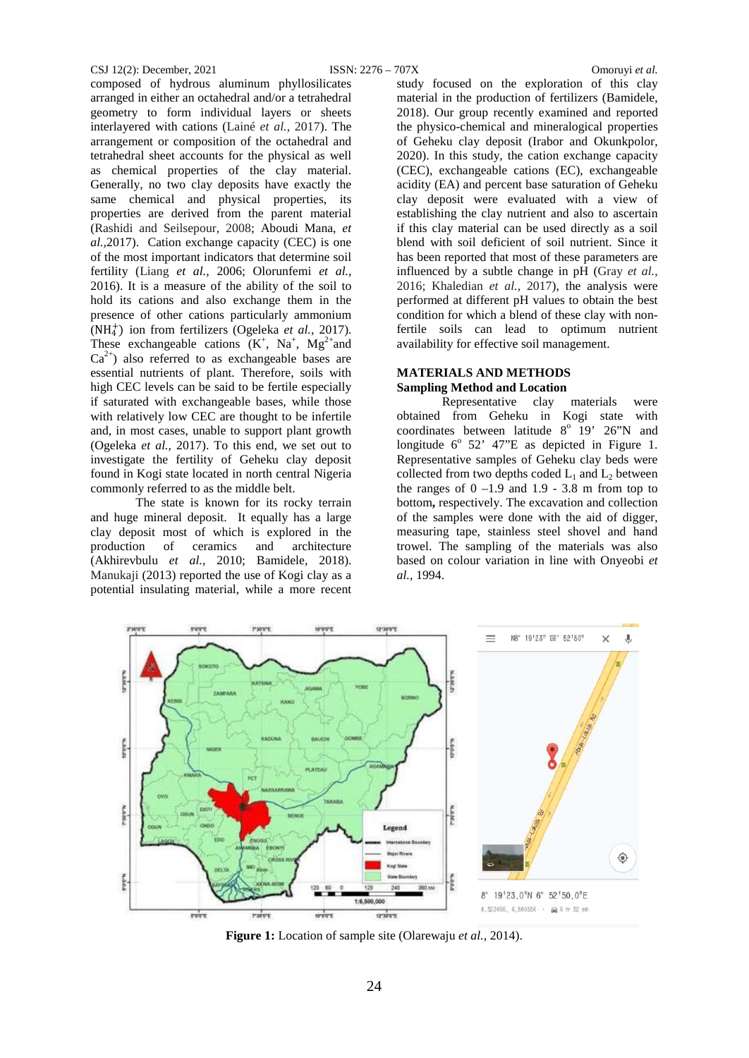composed of hydrous aluminum phyllosilicates arranged in either an octahedral and/or a tetrahedral geometry to form individual layers or sheets interlayered with cations (Lainé *et al.,* 2017). The arrangement or composition of the octahedral and tetrahedral sheet accounts for the physical as well as chemical properties of the clay material. Generally, no two clay deposits have exactly the same chemical and physical properties, its properties are derived from the parent material (Rashidi and Seilsepour, 2008; Aboudi Mana, *et al.,*2017). Cation exchange capacity (CEC) is one of the most important indicators that determine soil fertility (Liang *et al.,* 2006; Olorunfemi *et al.,* 2016). It is a measure of the ability of the soil to hold its cations and also exchange them in the presence of other cations particularly ammonium ($NH_4^+$) ion from fertilizers (Ogeleka *et al.,* 2017). These exchangeable cations ($K^+$, $Na^+$, $Mg^{2+}$and $Ca^{2+}$) also referred to as exchangeable bases are essential nutrients of plant. Therefore, soils with high CEC levels can be said to be fertile especially if saturated with exchangeable bases, while those with relatively low CEC are thought to be infertile and, in most cases, unable to support plant growth (Ogeleka *et al.,* 2017). To this end, we set out to investigate the fertility of Geheku clay deposit found in Kogi state located in north central Nigeria commonly referred to as the middle belt.

The state is known for its rocky terrain and huge mineral deposit. It equally has a large clay deposit most of which is explored in the production of ceramics and architecture (Akhirevbulu *et al.,* 2010; Bamidele, 2018). Manukaji (2013) reported the use of Kogi clay as a potential insulating material, while a more recent study focused on the exploration of this clay material in the production of fertilizers (Bamidele, 2018). Our group recently examined and reported the physico-chemical and mineralogical properties of Geheku clay deposit (Irabor and Okunkpolor, 2020). In this study, the cation exchange capacity (CEC), exchangeable cations (EC), exchangeable acidity (EA) and percent base saturation of Geheku clay deposit were evaluated with a view of establishing the clay nutrient and also to ascertain if this clay material can be used directly as a soil blend with soil deficient of soil nutrient. Since it has been reported that most of these parameters are influenced by a subtle change in pH (Gray *et al.,* 2016; Khaledian *et al.,* 2017), the analysis were performed at different pH values to obtain the best condition for which a blend of these clay with non-fertile soils can lead to optimum nutrient availability for effective soil management.

## MATERIALS AND METHODS

### Sampling Method and Location

Representative clay materials were obtained from Geheku in Kogi state with coordinates between latitude 8° 19' 26"N and longitude 6° 52' 47"E as depicted in Figure 1. Representative samples of Geheku clay beds were collected from two depths coded $L_1$ and $L_2$ between the ranges of 0 –1.9 and 1.9 - 3.8 m from top to bottom**,** respectively. The excavation and collection of the samples were done with the aid of digger, measuring tape, stainless steel shovel and hand trowel. The sampling of the materials was also based on colour variation in line with Onyeobi *et al.,* 1994.

**Figure 1:** Location of sample site (Olarewaju *et al.,* 2014).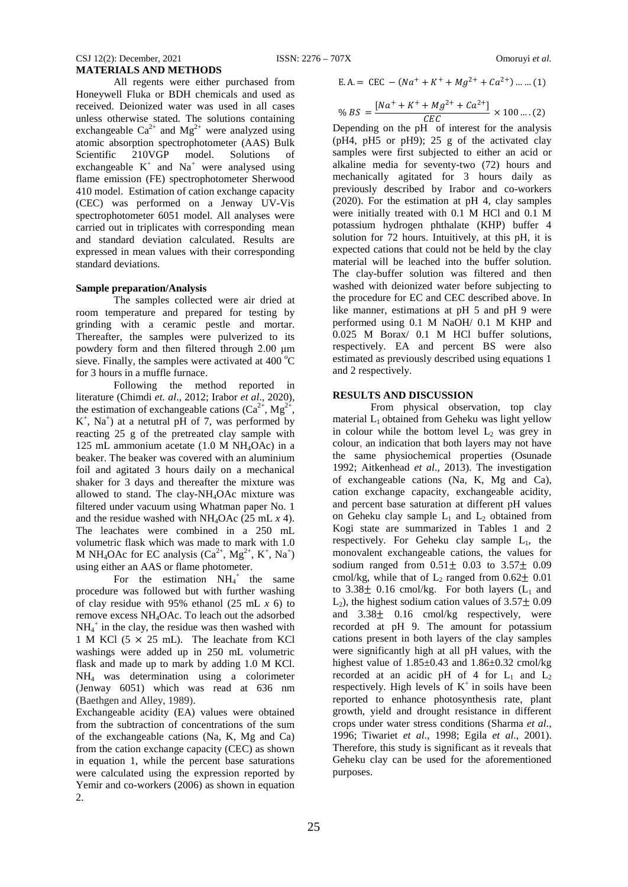## MATERIALS AND METHODS

All regents were either purchased from Honeywell Fluka or BDH chemicals and used as received. Deionized water was used in all cases unless otherwise stated. The solutions containing exchangeable $Ca^{2+}$ and $Mg^{2+}$ were analyzed using atomic absorption spectrophotometer (AAS) Bulk Scientific 210VGP model. Solutions of exchangeable $K^+$ and $Na^+$ were analysed using flame emission (FE) spectrophotometer Sherwood 410 model. Estimation of cation exchange capacity (CEC) was performed on a Jenway UV-Vis spectrophotometer 6051 model. All analyses were carried out in triplicates with corresponding mean and standard deviation calculated. Results are expressed in mean values with their corresponding standard deviations.

### Sample preparation/Analysis

The samples collected were air dried at room temperature and prepared for testing by grinding with a ceramic pestle and mortar. Thereafter, the samples were pulverized to its powdery form and then filtered through 2.00 μm sieve. Finally, the samples were activated at 400 °C for 3 hours in a muffle furnace.

Following the method reported in literature (Chimdi *et. al*., 2012; Irabor *et al*., 2020), the estimation of exchangeable cations ($Ca^{2+}$, $Mg^{2+}$, $K^+$, $Na^+$) at a netutral pH of 7, was performed by reacting 25 g of the pretreated clay sample with 125 mL ammonium acetate (1.0 M $NH_4OAc$) in a beaker. The beaker was covered with an aluminium foil and agitated 3 hours daily on a mechanical shaker for 3 days and thereafter the mixture was allowed to stand. The clay-$NH_4OAc$ mixture was filtered under vacuum using Whatman paper No. 1 and the residue washed with $NH_4OAc$ (25 mL *x* 4). The leachates were combined in a 250 mL volumetric flask which was made to mark with 1.0 M $NH_4OAc$ for EC analysis ($Ca^{2+}$, $Mg^{2+}$, $K^+$, $Na^+$) using either an AAS or flame photometer.

For the estimation $NH_4^+$ the same procedure was followed but with further washing of clay residue with 95% ethanol (25 mL *x* 6) to remove excess $NH_4OAc$. To leach out the adsorbed $NH_4^+$ in the clay, the residue was then washed with 1 M KCl (5 × 25 mL). The leachate from KCl washings were added up in 250 mL volumetric flask and made up to mark by adding 1.0 M KCl. $NH_4$ was determination using a colorimeter (Jenway 6051) which was read at 636 nm (Baethgen and Alley, 1989).

Exchangeable acidity (EA) values were obtained from the subtraction of concentrations of the sum of the exchangeable cations (Na, K, Mg and Ca) from the cation exchange capacity (CEC) as shown in equation 1, while the percent base saturations were calculated using the expression reported by Yemir and co-workers (2006) as shown in equation 2.

$$\text{E.A.} = \text{CEC} - (Na^+ + K^+ + Mg^{2+} + Ca^{2+}) \ldots\ldots (1)$$

$$\%\, BS = \frac{[Na^+ + K^+ + Mg^{2+} + Ca^{2+}]}{CEC} \times 100 \ldots. (2)$$

Depending on the pH of interest for the analysis (pH4, pH5 or pH9); 25 g of the activated clay samples were first subjected to either an acid or alkaline media for seventy-two (72) hours and mechanically agitated for 3 hours daily as previously described by Irabor and co-workers (2020). For the estimation at pH 4, clay samples were initially treated with 0.1 M HCl and 0.1 M potassium hydrogen phthalate (KHP) buffer 4 solution for 72 hours. Intuitively, at this pH, it is expected cations that could not be held by the clay material will be leached into the buffer solution. The clay-buffer solution was filtered and then washed with deionized water before subjecting to the procedure for EC and CEC described above. In like manner, estimations at pH 5 and pH 9 were performed using 0.1 M NaOH/ 0.1 M KHP and 0.025 M Borax/ 0.1 M HCl buffer solutions, respectively. EA and percent BS were also estimated as previously described using equations 1 and 2 respectively.

## RESULTS AND DISCUSSION

From physical observation, top clay material $L_1$ obtained from Geheku was light yellow in colour while the bottom level $L_2$ was grey in colour, an indication that both layers may not have the same physiochemical properties (Osunade 1992; Aitkenhead *et al*., 2013). The investigation of exchangeable cations (Na, K, Mg and Ca), cation exchange capacity, exchangeable acidity, and percent base saturation at different pH values on Geheku clay sample $L_1$ and $L_2$ obtained from Kogi state are summarized in Tables 1 and 2 respectively. For Geheku clay sample $L_1$, the monovalent exchangeable cations, the values for sodium ranged from $0.51 \pm 0.03$ to $3.57 \pm 0.09$ cmol/kg, while that of $L_2$ ranged from $0.62 \pm 0.01$ to $3.38 \pm 0.16$ cmol/kg. For both layers ($L_1$ and $L_2$), the highest sodium cation values of $3.57 \pm 0.09$ and $3.38 \pm 0.16$ cmol/kg respectively, were recorded at pH 9. The amount for potassium cations present in both layers of the clay samples were significantly high at all pH values, with the highest value of 1.85±0.43 and 1.86±0.32 cmol/kg recorded at an acidic pH of 4 for $L_1$ and $L_2$ respectively. High levels of $K^+$ in soils have been reported to enhance photosynthesis rate, plant growth, yield and drought resistance in different crops under water stress conditions (Sharma *et al*., 1996; Tiwariet *et al*., 1998; Egila *et al*., 2001). Therefore, this study is significant as it reveals that Geheku clay can be used for the aforementioned purposes.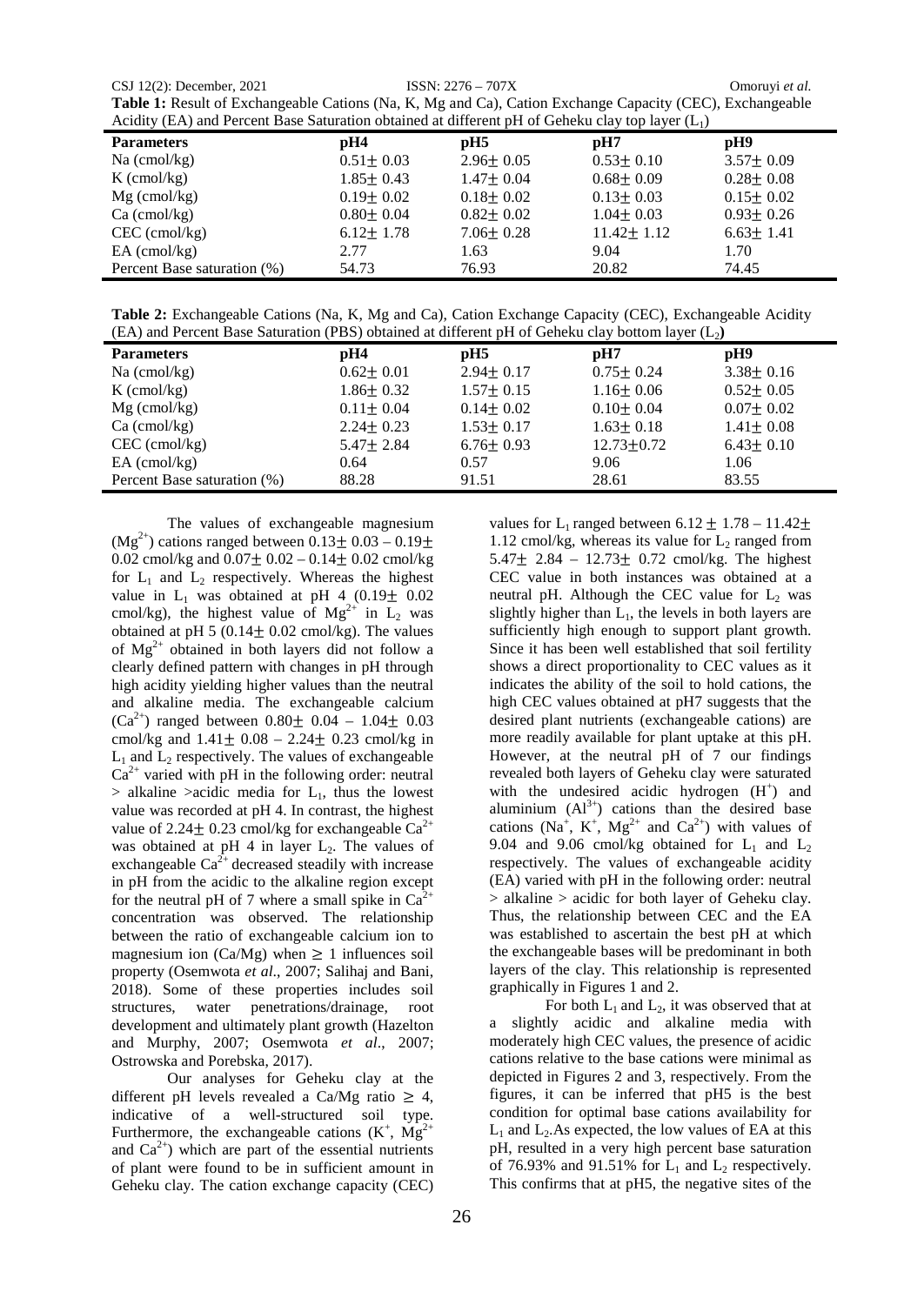**Table 1:** Result of Exchangeable Cations (Na, K, Mg and Ca), Cation Exchange Capacity (CEC), Exchangeable Acidity (EA) and Percent Base Saturation obtained at different pH of Geheku clay top layer ($L_1$)

| Parameters | pH4 | pH5 | pH7 | pH9 |
|---|---|---|---|---|
| Na (cmol/kg) | $0.51 \pm 0.03$ | $2.96 \pm 0.05$ | $0.53 \pm 0.10$ | $3.57 \pm 0.09$ |
| K (cmol/kg) | $1.85 \pm 0.43$ | $1.47 \pm 0.04$ | $0.68 \pm 0.09$ | $0.28 \pm 0.08$ |
| Mg (cmol/kg) | $0.19 \pm 0.02$ | $0.18 \pm 0.02$ | $0.13 \pm 0.03$ | $0.15 \pm 0.02$ |
| Ca (cmol/kg) | $0.80 \pm 0.04$ | $0.82 \pm 0.02$ | $1.04 \pm 0.03$ | $0.93 \pm 0.26$ |
| CEC (cmol/kg) | $6.12 \pm 1.78$ | $7.06 \pm 0.28$ | $11.42 \pm 1.12$ | $6.63 \pm 1.41$ |
| EA (cmol/kg) | 2.77 | 1.63 | 9.04 | 1.70 |
| Percent Base saturation (%) | 54.73 | 76.93 | 20.82 | 74.45 |

**Table 2:** Exchangeable Cations (Na, K, Mg and Ca), Cation Exchange Capacity (CEC), Exchangeable Acidity (EA) and Percent Base Saturation (PBS) obtained at different pH of Geheku clay bottom layer ($L_2$)

| Parameters | pH4 | pH5 | pH7 | pH9 |
|---|---|---|---|---|
| Na (cmol/kg) | $0.62 \pm 0.01$ | $2.94 \pm 0.17$ | $0.75 \pm 0.24$ | $3.38 \pm 0.16$ |
| K (cmol/kg) | $1.86 \pm 0.32$ | $1.57 \pm 0.15$ | $1.16 \pm 0.06$ | $0.52 \pm 0.05$ |
| Mg (cmol/kg) | $0.11 \pm 0.04$ | $0.14 \pm 0.02$ | $0.10 \pm 0.04$ | $0.07 \pm 0.02$ |
| Ca (cmol/kg) | $2.24 \pm 0.23$ | $1.53 \pm 0.17$ | $1.63 \pm 0.18$ | $1.41 \pm 0.08$ |
| CEC (cmol/kg) | $5.47 \pm 2.84$ | $6.76 \pm 0.93$ | $12.73 \pm 0.72$ | $6.43 \pm 0.10$ |
| EA (cmol/kg) | 0.64 | 0.57 | 9.06 | 1.06 |
| Percent Base saturation (%) | 88.28 | 91.51 | 28.61 | 83.55 |

The values of exchangeable magnesium ($Mg^{2+}$) cations ranged between $0.13 \pm 0.03 - 0.19 \pm 0.02$ cmol/kg and $0.07 \pm 0.02 - 0.14 \pm 0.02$ cmol/kg for $L_1$ and $L_2$ respectively. Whereas the highest value in $L_1$ was obtained at pH 4 ($0.19 \pm 0.02$ cmol/kg), the highest value of $Mg^{2+}$ in $L_2$ was obtained at pH 5 ($0.14 \pm 0.02$ cmol/kg). The values of $Mg^{2+}$ obtained in both layers did not follow a clearly defined pattern with changes in pH through high acidity yielding higher values than the neutral and alkaline media. The exchangeable calcium ($Ca^{2+}$) ranged between $0.80 \pm 0.04 - 1.04 \pm 0.03$ cmol/kg and $1.41 \pm 0.08 - 2.24 \pm 0.23$ cmol/kg in $L_1$ and $L_2$ respectively. The values of exchangeable $Ca^{2+}$ varied with pH in the following order: neutral > alkaline >acidic media for $L_1$, thus the lowest value was recorded at pH 4. In contrast, the highest value of $2.24 \pm 0.23$ cmol/kg for exchangeable $Ca^{2+}$ was obtained at pH 4 in layer $L_2$. The values of exchangeable $Ca^{2+}$ decreased steadily with increase in pH from the acidic to the alkaline region except for the neutral pH of 7 where a small spike in $Ca^{2+}$ concentration was observed. The relationship between the ratio of exchangeable calcium ion to magnesium ion (Ca/Mg) when $\geq 1$ influences soil property (Osemwota *et al*., 2007; Salihaj and Bani, 2018). Some of these properties includes soil structures, water penetrations/drainage, root development and ultimately plant growth (Hazelton and Murphy, 2007; Osemwota *et al*., 2007; Ostrowska and Porebska, 2017).

Our analyses for Geheku clay at the different pH levels revealed a Ca/Mg ratio $\geq 4$, indicative of a well-structured soil type. Furthermore, the exchangeable cations ($K^+$, $Mg^{2+}$ and $Ca^{2+}$) which are part of the essential nutrients of plant were found to be in sufficient amount in Geheku clay. The cation exchange capacity (CEC) values for $L_1$ ranged between $6.12 \pm 1.78 - 11.42 \pm 1.12$ cmol/kg, whereas its value for $L_2$ ranged from $5.47 \pm 2.84 - 12.73 \pm 0.72$ cmol/kg. The highest CEC value in both instances was obtained at a neutral pH. Although the CEC value for $L_2$ was slightly higher than $L_1$, the levels in both layers are sufficiently high enough to support plant growth. Since it has been well established that soil fertility shows a direct proportionality to CEC values as it indicates the ability of the soil to hold cations, the high CEC values obtained at pH7 suggests that the desired plant nutrients (exchangeable cations) are more readily available for plant uptake at this pH. However, at the neutral pH of 7 our findings revealed both layers of Geheku clay were saturated with the undesired acidic hydrogen ($H^+$) and aluminium ($Al^{3+}$) cations than the desired base cations ($Na^+$, $K^+$, $Mg^{2+}$ and $Ca^{2+}$) with values of 9.04 and 9.06 cmol/kg obtained for $L_1$ and $L_2$ respectively. The values of exchangeable acidity (EA) varied with pH in the following order: neutral > alkaline > acidic for both layer of Geheku clay. Thus, the relationship between CEC and the EA was established to ascertain the best pH at which the exchangeable bases will be predominant in both layers of the clay. This relationship is represented graphically in Figures 1 and 2.

For both $L_1$ and $L_2$, it was observed that at a slightly acidic and alkaline media with moderately high CEC values, the presence of acidic cations relative to the base cations were minimal as depicted in Figures 2 and 3, respectively. From the figures, it can be inferred that pH5 is the best condition for optimal base cations availability for $L_1$ and $L_2$.As expected, the low values of EA at this pH, resulted in a very high percent base saturation of 76.93% and 91.51% for $L_1$ and $L_2$ respectively. This confirms that at pH5, the negative sites of the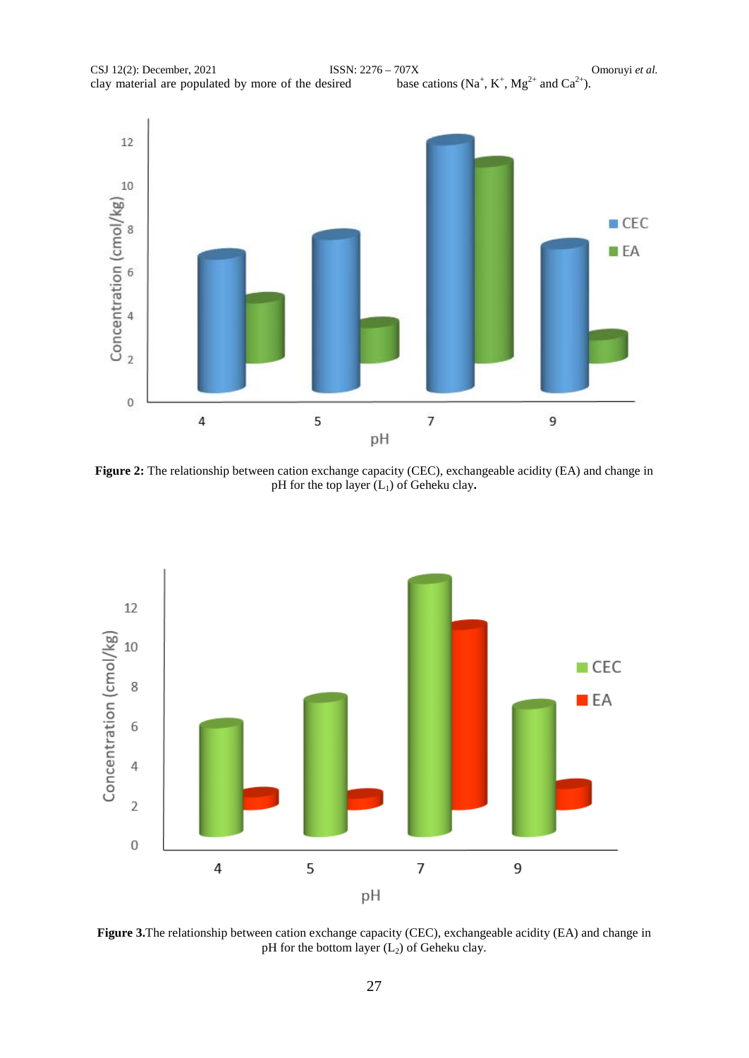clay material are populated by more of the desired base cations ($Na^+$, $K^+$, $Mg^{2+}$ and $Ca^{2+}$).

**Figure 2:** The relationship between cation exchange capacity (CEC), exchangeable acidity (EA) and change in pH for the top layer ($L_1$) of Geheku clay.

**Figure 3.** The relationship between cation exchange capacity (CEC), exchangeable acidity (EA) and change in pH for the bottom layer ($L_2$) of Geheku clay.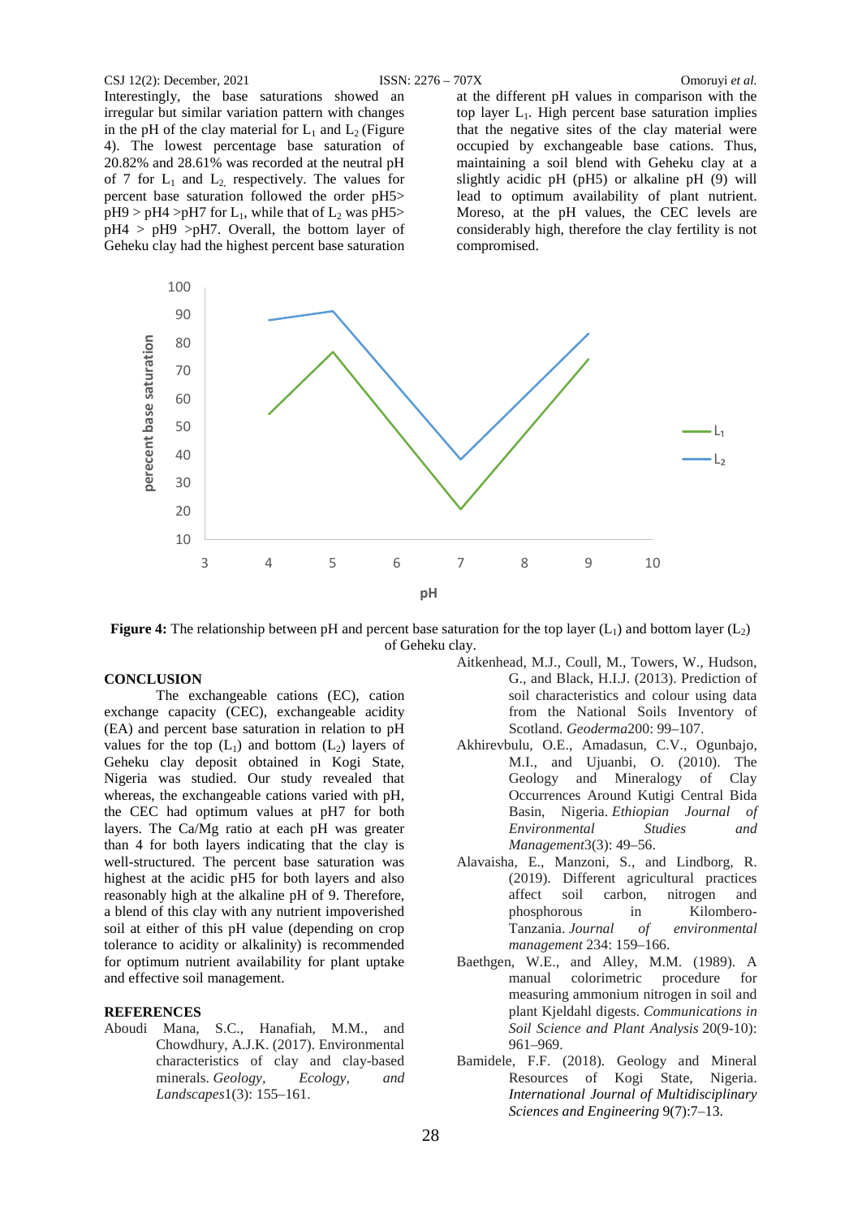Interestingly, the base saturations showed an irregular but similar variation pattern with changes in the pH of the clay material for $L_1$ and $L_2$ (Figure 4). The lowest percentage base saturation of 20.82% and 28.61% was recorded at the neutral pH of 7 for $L_1$ and $L_2$, respectively. The values for percent base saturation followed the order pH5> pH9 > pH4 >pH7 for $L_1$, while that of $L_2$ was pH5> pH4 > pH9 >pH7. Overall, the bottom layer of Geheku clay had the highest percent base saturation at the different pH values in comparison with the top layer $L_1$. High percent base saturation implies that the negative sites of the clay material were occupied by exchangeable base cations. Thus, maintaining a soil blend with Geheku clay at a slightly acidic pH (pH5) or alkaline pH (9) will lead to optimum availability of plant nutrient. Moreso, at the pH values, the CEC levels are considerably high, therefore the clay fertility is not compromised.

**Figure 4:** The relationship between pH and percent base saturation for the top layer ($L_1$) and bottom layer ($L_2$) of Geheku clay.

## CONCLUSION

The exchangeable cations (EC), cation exchange capacity (CEC), exchangeable acidity (EA) and percent base saturation in relation to pH values for the top ($L_1$) and bottom ($L_2$) layers of Geheku clay deposit obtained in Kogi State, Nigeria was studied. Our study revealed that whereas, the exchangeable cations varied with pH, the CEC had optimum values at pH7 for both layers. The Ca/Mg ratio at each pH was greater than 4 for both layers indicating that the clay is well-structured. The percent base saturation was highest at the acidic pH5 for both layers and also reasonably high at the alkaline pH of 9. Therefore, a blend of this clay with any nutrient impoverished soil at either of this pH value (depending on crop tolerance to acidity or alkalinity) is recommended for optimum nutrient availability for plant uptake and effective soil management.

## REFERENCES

Aboudi Mana, S.C., Hanafiah, M.M., and Chowdhury, A.J.K. (2017). Environmental characteristics of clay and clay-based minerals. *Geology, Ecology, and Landscapes*1(3): 155–161.

Aitkenhead, M.J., Coull, M., Towers, W., Hudson, G., and Black, H.I.J. (2013). Prediction of soil characteristics and colour using data from the National Soils Inventory of Scotland. *Geoderma*200: 99–107.

Akhirevbulu, O.E., Amadasun, C.V., Ogunbajo, M.I., and Ujuanbi, O. (2010). The Geology and Mineralogy of Clay Occurrences Around Kutigi Central Bida Basin, Nigeria. *Ethiopian Journal of Environmental Studies and Management*3(3): 49–56.

Alavaisha, E., Manzoni, S., and Lindborg, R. (2019). Different agricultural practices affect soil carbon, nitrogen and phosphorous in Kilombero-Tanzania. *Journal of environmental management* 234: 159–166.

Baethgen, W.E., and Alley, M.M. (1989). A manual colorimetric procedure for measuring ammonium nitrogen in soil and plant Kjeldahl digests. *Communications in Soil Science and Plant Analysis* 20(9-10): 961–969.

Bamidele, F.F. (2018). Geology and Mineral Resources of Kogi State, Nigeria. *International Journal of Multidisciplinary Sciences and Engineering* 9(7):7–13.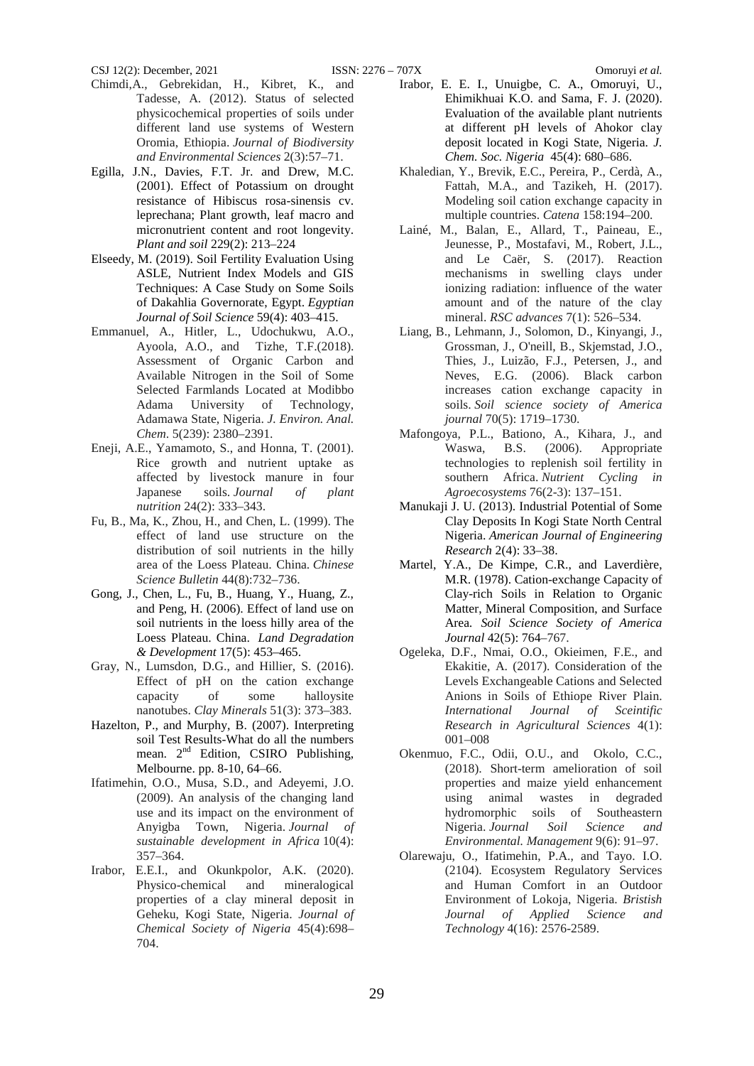Chimdi,A., Gebrekidan, H., Kibret, K., and Tadesse, A. (2012). Status of selected physicochemical properties of soils under different land use systems of Western Oromia, Ethiopia. *Journal of Biodiversity and Environmental Sciences* 2(3):57–71.

Egilla, J.N., Davies, F.T. Jr. and Drew, M.C. (2001). Effect of Potassium on drought resistance of Hibiscus rosa-sinensis cv. leprechana; Plant growth, leaf macro and micronutrient content and root longevity. *Plant and soil* 229(2): 213–224

Elseedy, M. (2019). Soil Fertility Evaluation Using ASLE, Nutrient Index Models and GIS Techniques: A Case Study on Some Soils of Dakahlia Governorate, Egypt. *Egyptian Journal of Soil Science* 59(4): 403–415.

Emmanuel, A., Hitler, L., Udochukwu, A.O., Ayoola, A.O., and Tizhe, T.F.(2018). Assessment of Organic Carbon and Available Nitrogen in the Soil of Some Selected Farmlands Located at Modibbo Adama University of Technology, Adamawa State, Nigeria. *J. Environ. Anal. Chem*. 5(239): 2380–2391.

Eneji, A.E., Yamamoto, S., and Honna, T. (2001). Rice growth and nutrient uptake as affected by livestock manure in four Japanese soils. *Journal of plant nutrition* 24(2): 333–343.

Fu, B., Ma, K., Zhou, H., and Chen, L. (1999). The effect of land use structure on the distribution of soil nutrients in the hilly area of the Loess Plateau. China. *Chinese Science Bulletin* 44(8):732–736.

Gong, J., Chen, L., Fu, B., Huang, Y., Huang, Z., and Peng, H. (2006). Effect of land use on soil nutrients in the loess hilly area of the Loess Plateau. China. *Land Degradation & Development* 17(5): 453–465.

Gray, N., Lumsdon, D.G., and Hillier, S. (2016). Effect of pH on the cation exchange capacity of some halloysite nanotubes. *Clay Minerals* 51(3): 373–383.

Hazelton, P., and Murphy, B. (2007). Interpreting soil Test Results-What do all the numbers mean. 2nd Edition, CSIRO Publishing, Melbourne. pp. 8-10, 64–66.

Ifatimehin, O.O., Musa, S.D., and Adeyemi, J.O. (2009). An analysis of the changing land use and its impact on the environment of Anyigba Town, Nigeria. *Journal of sustainable development in Africa* 10(4): 357–364.

Irabor, E.E.I., and Okunkpolor, A.K. (2020). Physico-chemical and mineralogical properties of a clay mineral deposit in Geheku, Kogi State, Nigeria. *Journal of Chemical Society of Nigeria* 45(4):698–704.

Irabor, E. E. I., Unuigbe, C. A., Omoruyi, U., Ehimikhuai K.O. and Sama, F. J. (2020). Evaluation of the available plant nutrients at different pH levels of Ahokor clay deposit located in Kogi State, Nigeria. *J. Chem. Soc. Nigeria* 45(4): 680–686.

Khaledian, Y., Brevik, E.C., Pereira, P., Cerdà, A., Fattah, M.A., and Tazikeh, H. (2017). Modeling soil cation exchange capacity in multiple countries. *Catena* 158:194–200.

Lainé, M., Balan, E., Allard, T., Paineau, E., Jeunesse, P., Mostafavi, M., Robert, J.L., and Le Caër, S. (2017). Reaction mechanisms in swelling clays under ionizing radiation: influence of the water amount and of the nature of the clay mineral. *RSC advances* 7(1): 526–534.

Liang, B., Lehmann, J., Solomon, D., Kinyangi, J., Grossman, J., O'neill, B., Skjemstad, J.O., Thies, J., Luizão, F.J., Petersen, J., and Neves, E.G. (2006). Black carbon increases cation exchange capacity in soils. *Soil science society of America journal* 70(5): 1719–1730.

Mafongoya, P.L., Bationo, A., Kihara, J., and Waswa, B.S. (2006). Appropriate technologies to replenish soil fertility in southern Africa. *Nutrient Cycling in Agroecosystems* 76(2-3): 137–151.

Manukaji J. U. (2013). Industrial Potential of Some Clay Deposits In Kogi State North Central Nigeria. *American Journal of Engineering Research* 2(4): 33–38.

Martel, Y.A., De Kimpe, C.R., and Laverdière, M.R. (1978). Cation-exchange Capacity of Clay-rich Soils in Relation to Organic Matter, Mineral Composition, and Surface Area. *Soil Science Society of America Journal* 42(5): 764–767.

Ogeleka, D.F., Nmai, O.O., Okieimen, F.E., and Ekakitie, A. (2017). Consideration of the Levels Exchangeable Cations and Selected Anions in Soils of Ethiope River Plain. *International Journal of Sceintific Research in Agricultural Sciences* 4(1): 001–008

Okenmuo, F.C., Odii, O.U., and Okolo, C.C., (2018). Short-term amelioration of soil properties and maize yield enhancement using animal wastes in degraded hydromorphic soils of Southeastern Nigeria. *Journal Soil Science and Environmental. Management* 9(6): 91–97.

Olarewaju, O., Ifatimehin, P.A., and Tayo. I.O. (2104). Ecosystem Regulatory Services and Human Comfort in an Outdoor Environment of Lokoja, Nigeria. *Bristish Journal of Applied Science and Technology* 4(16): 2576-2589.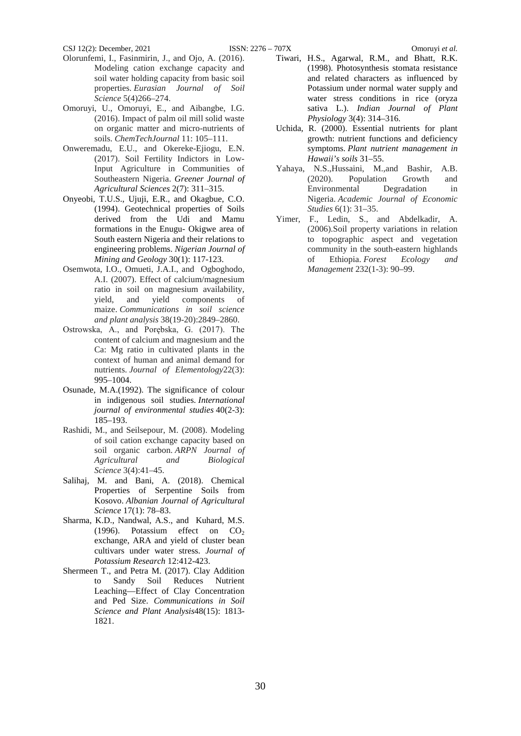Olorunfemi, I., Fasinmirin, J., and Ojo, A. (2016). Modeling cation exchange capacity and soil water holding capacity from basic soil properties. *Eurasian Journal of Soil Science* 5(4)266–274.

Omoruyi, U., Omoruyi, E., and Aibangbe, I.G. (2016). Impact of palm oil mill solid waste on organic matter and micro-nutrients of soils. *ChemTechJournal* 11: 105–111.

Onweremadu, E.U., and Okereke-Ejiogu, E.N. (2017). Soil Fertility Indictors in Low-Input Agriculture in Communities of Southeastern Nigeria. *Greener Journal of Agricultural Sciences* 2(7): 311–315.

Onyeobi, T.U.S., Ujuji, E.R., and Okagbue, C.O. (1994). Geotechnical properties of Soils derived from the Udi and Mamu formations in the Enugu- Okigwe area of South eastern Nigeria and their relations to engineering problems. *Nigerian Journal of Mining and Geology* 30(1): 117-123.

Osemwota, I.O., Omueti, J.A.I., and Ogboghodo, A.I. (2007). Effect of calcium/magnesium ratio in soil on magnesium availability, yield, and yield components of maize. *Communications in soil science and plant analysis* 38(19-20):2849–2860.

Ostrowska, A., and Porębska, G. (2017). The content of calcium and magnesium and the Ca: Mg ratio in cultivated plants in the context of human and animal demand for nutrients. *Journal of Elementology*22(3): 995–1004.

Osunade, M.A.(1992). The significance of colour in indigenous soil studies. *International journal of environmental studies* 40(2-3): 185–193.

Rashidi, M., and Seilsepour, M. (2008). Modeling of soil cation exchange capacity based on soil organic carbon. *ARPN Journal of Agricultural and Biological Science* 3(4):41–45.

Salihaj, M. and Bani, A. (2018). Chemical Properties of Serpentine Soils from Kosovo. *Albanian Journal of Agricultural Science* 17(1): 78–83.

Sharma, K.D., Nandwal, A.S., and Kuhard, M.S. (1996). Potassium effect on $CO_2$ exchange, ARA and yield of cluster bean cultivars under water stress. *Journal of Potassium Research* 12:412-423.

Shermeen T., and Petra M. (2017). Clay Addition to Sandy Soil Reduces Nutrient Leaching—Effect of Clay Concentration and Ped Size. *Communications in Soil Science and Plant Analysis*48(15): 1813-1821.

Tiwari, H.S., Agarwal, R.M., and Bhatt, R.K. (1998). Photosynthesis stomata resistance and related characters as influenced by Potassium under normal water supply and water stress conditions in rice (oryza sativa L.). *Indian Journal of Plant Physiology* 3(4): 314–316.

Uchida, R. (2000). Essential nutrients for plant growth: nutrient functions and deficiency symptoms. *Plant nutrient management in Hawaii's soils* 31–55.

Yahaya, N.S.,Hussaini, M.,and Bashir, A.B. (2020). Population Growth and Environmental Degradation in Nigeria. *Academic Journal of Economic Studies* 6(1): 31–35.

Yimer, F., Ledin, S., and Abdelkadir, A. (2006).Soil property variations in relation to topographic aspect and vegetation community in the south-eastern highlands of Ethiopia. *Forest Ecology and Management* 232(1-3): 90–99.